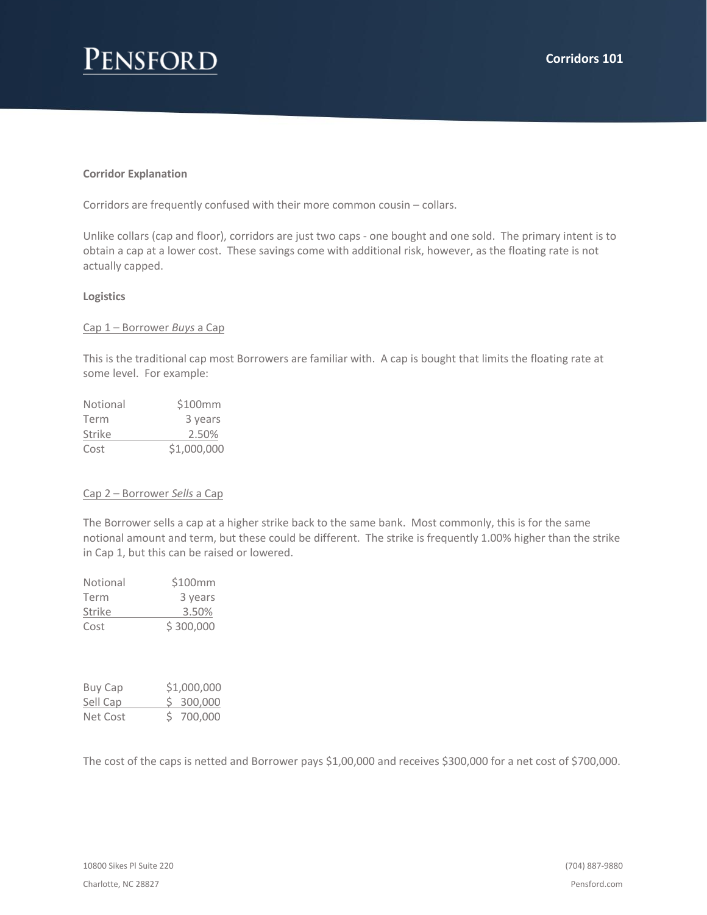# Corridors 101

**Corridor Explanation**

Corridors are frequently confused with their more common cousin – collars.

Unlike collars (cap and floor), corridors are just two caps - one bought and one sold. The primary intent is to obtain a cap at a lower cost. These savings come with additional risk, however, as the floating rate is not actually capped.

**Logistics**

Cap 1 – Borrower *Buys* a Cap

This is the traditional cap most Borrowers are familiar with. A cap is bought that limits the floating rate at some level. For example:

| | |
|---|---|
| Notional | $100mm |
| Term | 3 years |
| Strike | 2.50% |
| Cost | $1,000,000 |

Cap 2 – Borrower *Sells* a Cap

The Borrower sells a cap at a higher strike back to the same bank. Most commonly, this is for the same notional amount and term, but these could be different. The strike is frequently 1.00% higher than the strike in Cap 1, but this can be raised or lowered.

| | |
|---|---|
| Notional | $100mm |
| Term | 3 years |
| Strike | 3.50% |
| Cost | $ 300,000 |

| | |
|---|---|
| Buy Cap | $1,000,000 |
| Sell Cap | $ 300,000 |
| Net Cost | $ 700,000 |

The cost of the caps is netted and Borrower pays $1,00,000 and receives $300,000 for a net cost of $700,000.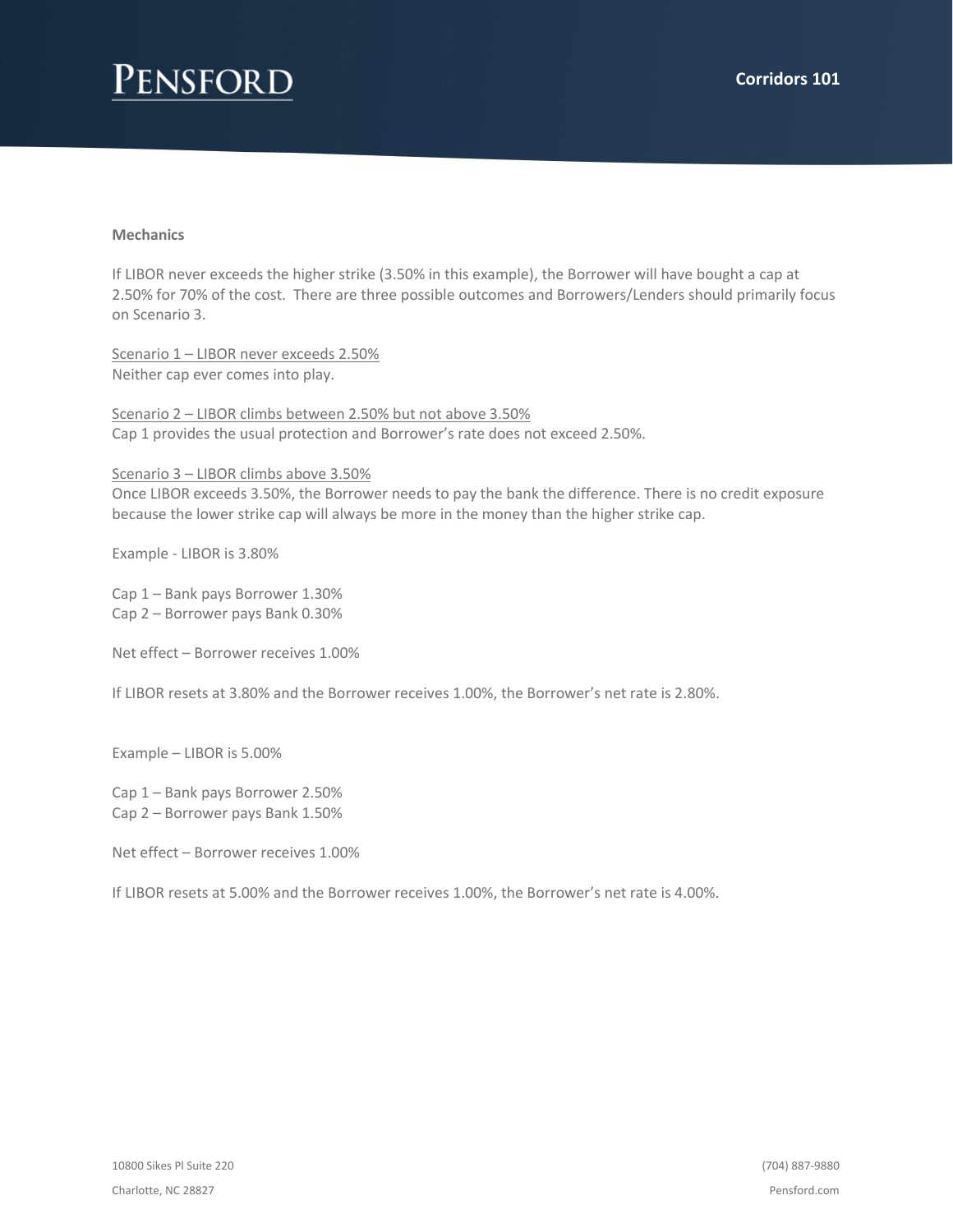**Mechanics**

If LIBOR never exceeds the higher strike (3.50% in this example), the Borrower will have bought a cap at 2.50% for 70% of the cost. There are three possible outcomes and Borrowers/Lenders should primarily focus on Scenario 3.

<u>Scenario 1 – LIBOR never exceeds 2.50%</u>
Neither cap ever comes into play.

<u>Scenario 2 – LIBOR climbs between 2.50% but not above 3.50%</u>
Cap 1 provides the usual protection and Borrower's rate does not exceed 2.50%.

<u>Scenario 3 – LIBOR climbs above 3.50%</u>
Once LIBOR exceeds 3.50%, the Borrower needs to pay the bank the difference. There is no credit exposure because the lower strike cap will always be more in the money than the higher strike cap.

Example - LIBOR is 3.80%

Cap 1 – Bank pays Borrower 1.30%
Cap 2 – Borrower pays Bank 0.30%

Net effect – Borrower receives 1.00%

If LIBOR resets at 3.80% and the Borrower receives 1.00%, the Borrower's net rate is 2.80%.

Example – LIBOR is 5.00%

Cap 1 – Bank pays Borrower 2.50%
Cap 2 – Borrower pays Bank 1.50%

Net effect – Borrower receives 1.00%

If LIBOR resets at 5.00% and the Borrower receives 1.00%, the Borrower's net rate is 4.00%.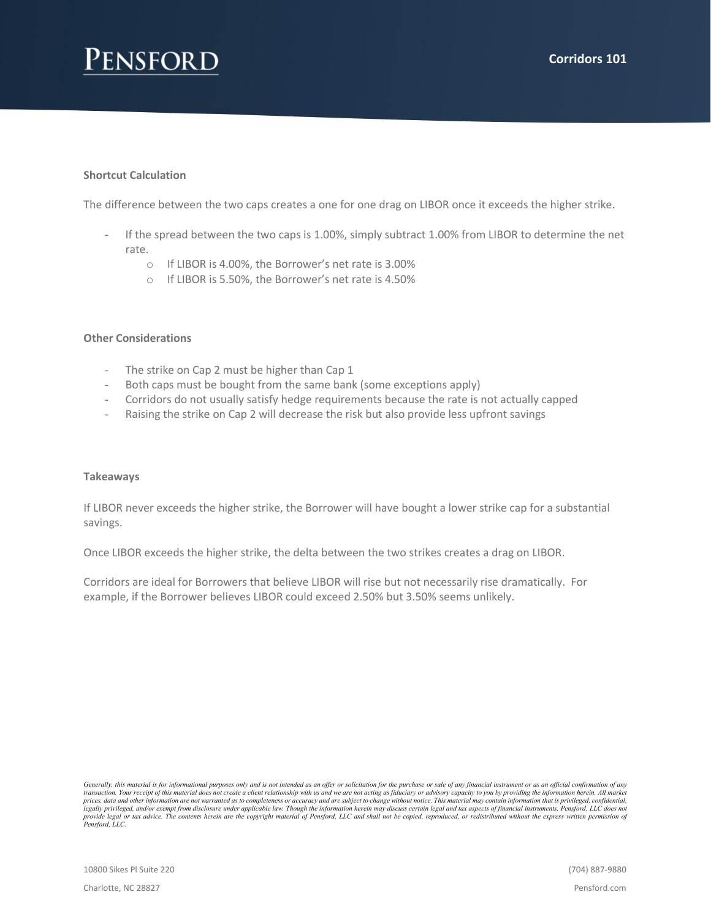### Shortcut Calculation

The difference between the two caps creates a one for one drag on LIBOR once it exceeds the higher strike.

- If the spread between the two caps is 1.00%, simply subtract 1.00% from LIBOR to determine the net rate.
  - If LIBOR is 4.00%, the Borrower's net rate is 3.00%
  - If LIBOR is 5.50%, the Borrower's net rate is 4.50%

### Other Considerations

- The strike on Cap 2 must be higher than Cap 1
- Both caps must be bought from the same bank (some exceptions apply)
- Corridors do not usually satisfy hedge requirements because the rate is not actually capped
- Raising the strike on Cap 2 will decrease the risk but also provide less upfront savings

### Takeaways

If LIBOR never exceeds the higher strike, the Borrower will have bought a lower strike cap for a substantial savings.

Once LIBOR exceeds the higher strike, the delta between the two strikes creates a drag on LIBOR.

Corridors are ideal for Borrowers that believe LIBOR will rise but not necessarily rise dramatically. For example, if the Borrower believes LIBOR could exceed 2.50% but 3.50% seems unlikely.

*Generally, this material is for informational purposes only and is not intended as an offer or solicitation for the purchase or sale of any financial instrument or as an official confirmation of any transaction. Your receipt of this material does not create a client relationship with us and we are not acting as fiduciary or advisory capacity to you by providing the information herein. All market prices, data and other information are not warranted as to completeness or accuracy and are subject to change without notice. This material may contain information that is privileged, confidential, legally privileged, and/or exempt from disclosure under applicable law. Though the information herein may discuss certain legal and tax aspects of financial instruments, Pensford, LLC does not provide legal or tax advice. The contents herein are the copyright material of Pensford, LLC and shall not be copied, reproduced, or redistributed without the express written permission of Pensford, LLC.*